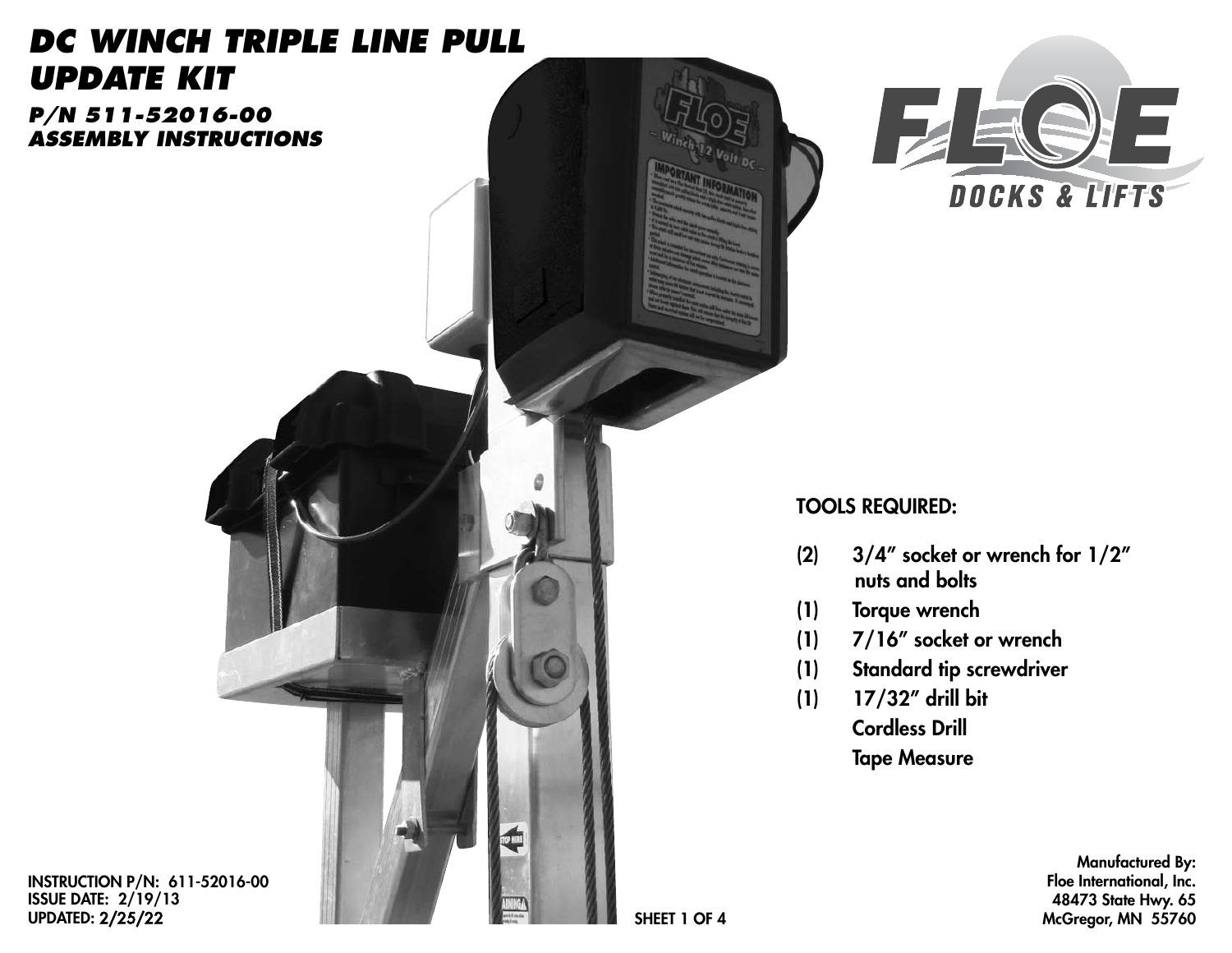# DC WINCH TRIPLE LINE PULL UPDATE KIT

### P/N 511-52016-00
### ASSEMBLY INSTRUCTIONS

FLOE DOCKS & LIFTS

## TOOLS REQUIRED:

- (2) 3/4" socket or wrench for 1/2" nuts and bolts
- (1) Torque wrench
- (1) 7/16" socket or wrench
- (1) Standard tip screwdriver
- (1) 17/32" drill bit
- Cordless Drill
- Tape Measure

INSTRUCTION P/N: 611-52016-00
ISSUE DATE: 2/19/13
UPDATED: 2/25/22

Manufactured By:
Floe International, Inc.
48473 State Hwy. 65
McGregor, MN 55760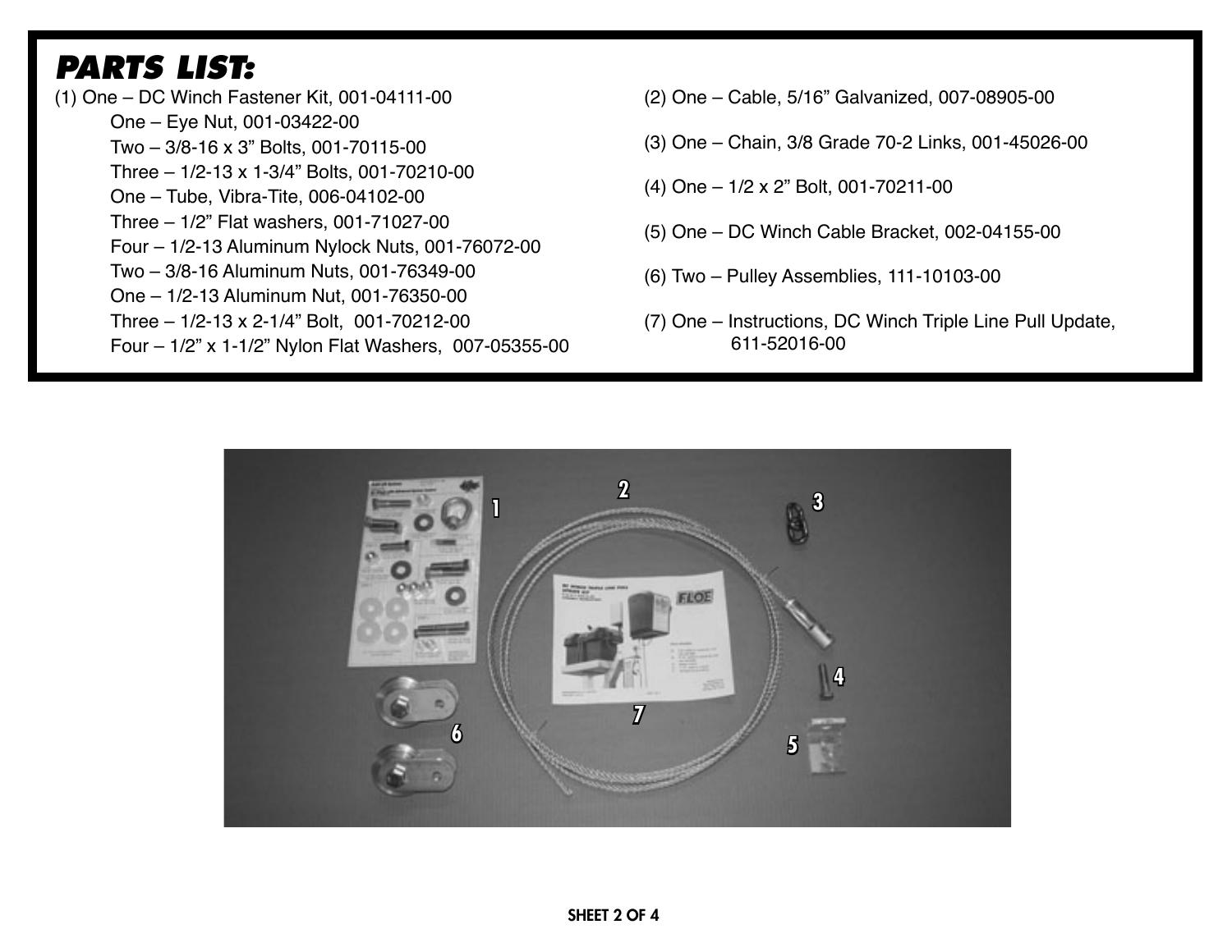# PARTS LIST:

(1) One – DC Winch Fastener Kit, 001-04111-00
- One – Eye Nut, 001-03422-00
- Two – 3/8-16 x 3" Bolts, 001-70115-00
- Three – 1/2-13 x 1-3/4" Bolts, 001-70210-00
- One – Tube, Vibra-Tite, 006-04102-00
- Three – 1/2" Flat washers, 001-71027-00
- Four – 1/2-13 Aluminum Nylock Nuts, 001-76072-00
- Two – 3/8-16 Aluminum Nuts, 001-76349-00
- One – 1/2-13 Aluminum Nut, 001-76350-00
- Three – 1/2-13 x 2-1/4" Bolt, 001-70212-00
- Four – 1/2" x 1-1/2" Nylon Flat Washers, 007-05355-00

(2) One – Cable, 5/16" Galvanized, 007-08905-00

(3) One – Chain, 3/8 Grade 70-2 Links, 001-45026-00

(4) One – 1/2 x 2" Bolt, 001-70211-00

(5) One – DC Winch Cable Bracket, 002-04155-00

(6) Two – Pulley Assemblies, 111-10103-00

(7) One – Instructions, DC Winch Triple Line Pull Update, 611-52016-00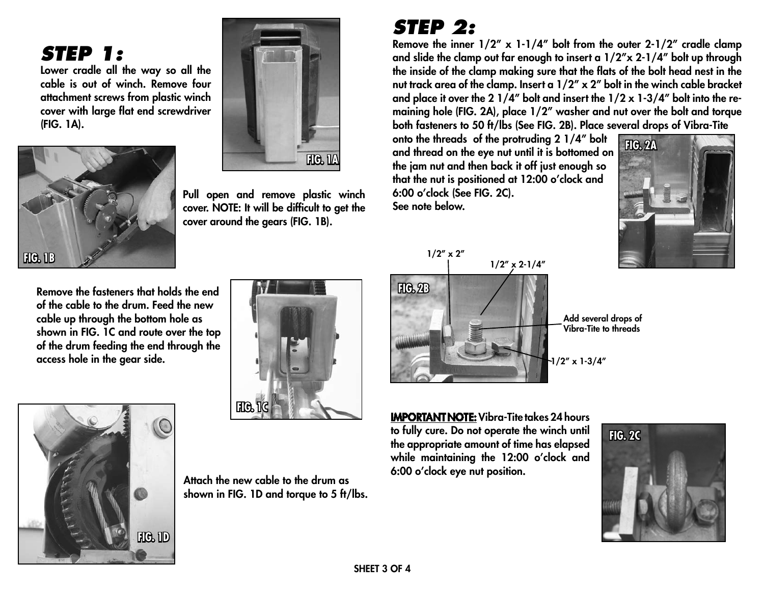## STEP 1:

Lower cradle all the way so all the cable is out of winch. Remove four attachment screws from plastic winch cover with large flat end screwdriver (FIG. 1A).

FIG. 1A

FIG. 1B

Pull open and remove plastic winch cover. NOTE: It will be difficult to get the cover around the gears (FIG. 1B).

Remove the fasteners that holds the end of the cable to the drum. Feed the new cable up through the bottom hole as shown in FIG. 1C and route over the top of the drum feeding the end through the access hole in the gear side.

FIG. 1C

FIG. 1D

Attach the new cable to the drum as shown in FIG. 1D and torque to 5 ft/lbs.

## STEP 2:

Remove the inner 1/2" x 1-1/4" bolt from the outer 2-1/2" cradle clamp and slide the clamp out far enough to insert a 1/2"x 2-1/4" bolt up through the inside of the clamp making sure that the flats of the bolt head nest in the nut track area of the clamp. Insert a 1/2" x 2" bolt in the winch cable bracket and place it over the 2 1/4" bolt and insert the 1/2 x 1-3/4" bolt into the remaining hole (FIG. 2A), place 1/2" washer and nut over the bolt and torque both fasteners to 50 ft/lbs (See FIG. 2B). Place several drops of Vibra-Tite onto the threads of the protruding 2 1/4" bolt and thread on the eye nut until it is bottomed on the jam nut and then back it off just enough so that the nut is positioned at 12:00 o'clock and 6:00 o'clock (See FIG. 2C).
See note below.

FIG. 2A

1/2" x 2"

1/2" x 2-1/4"

FIG. 2B

Add several drops of Vibra-Tite to threads

1/2" x 1-3/4"

**IMPORTANT NOTE:** Vibra-Tite takes 24 hours to fully cure. Do not operate the winch until the appropriate amount of time has elapsed while maintaining the 12:00 o'clock and 6:00 o'clock eye nut position.

FIG. 2C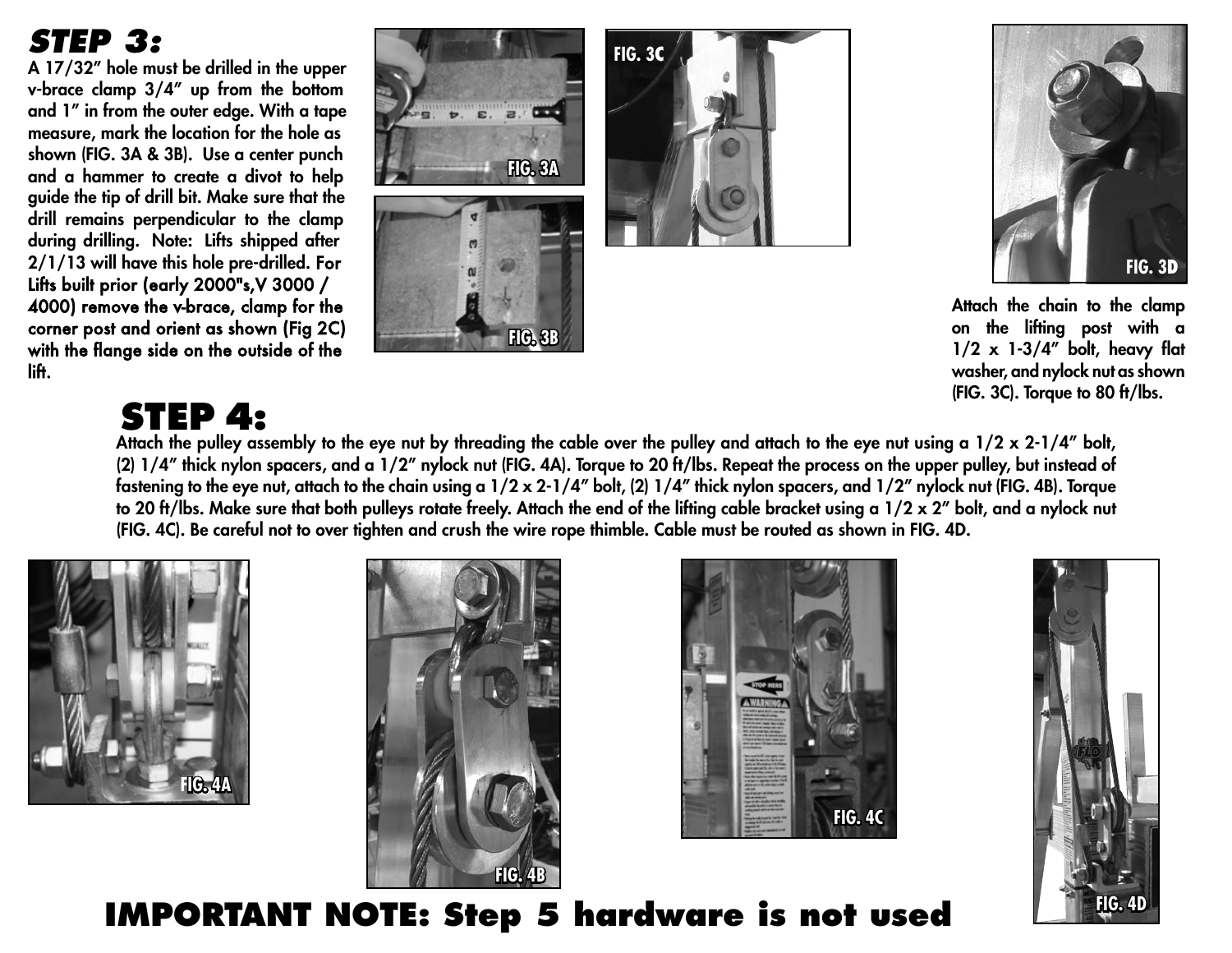## STEP 3:

A 17/32" hole must be drilled in the upper v-brace clamp 3/4" up from the bottom and 1" in from the outer edge. With a tape measure, mark the location for the hole as shown (FIG. 3A & 3B). Use a center punch and a hammer to create a divot to help guide the tip of drill bit. Make sure that the drill remains perpendicular to the clamp during drilling. Note: Lifts shipped after 2/1/13 will have this hole pre-drilled. For Lifts built prior (early 2000"s,V 3000 / 4000) remove the v-brace, clamp for the corner post and orient as shown (Fig 2C) with the flange side on the outside of the lift.

FIG. 3A

FIG. 3B

FIG. 3C

FIG. 3D

Attach the chain to the clamp on the lifting post with a 1/2 x 1-3/4" bolt, heavy flat washer, and nylock nut as shown (FIG. 3C). Torque to 80 ft/lbs.

## STEP 4:

Attach the pulley assembly to the eye nut by threading the cable over the pulley and attach to the eye nut using a 1/2 x 2-1/4" bolt, (2) 1/4" thick nylon spacers, and a 1/2" nylock nut (FIG. 4A). Torque to 20 ft/lbs. Repeat the process on the upper pulley, but instead of fastening to the eye nut, attach to the chain using a 1/2 x 2-1/4" bolt, (2) 1/4" thick nylon spacers, and 1/2" nylock nut (FIG. 4B). Torque to 20 ft/lbs. Make sure that both pulleys rotate freely. Attach the end of the lifting cable bracket using a 1/2 x 2" bolt, and a nylock nut (FIG. 4C). Be careful not to over tighten and crush the wire rope thimble. Cable must be routed as shown in FIG. 4D.

FIG. 4A

FIG. 4B

FIG. 4C

FIG. 4D

**IMPORTANT NOTE: Step 5 hardware is not used**